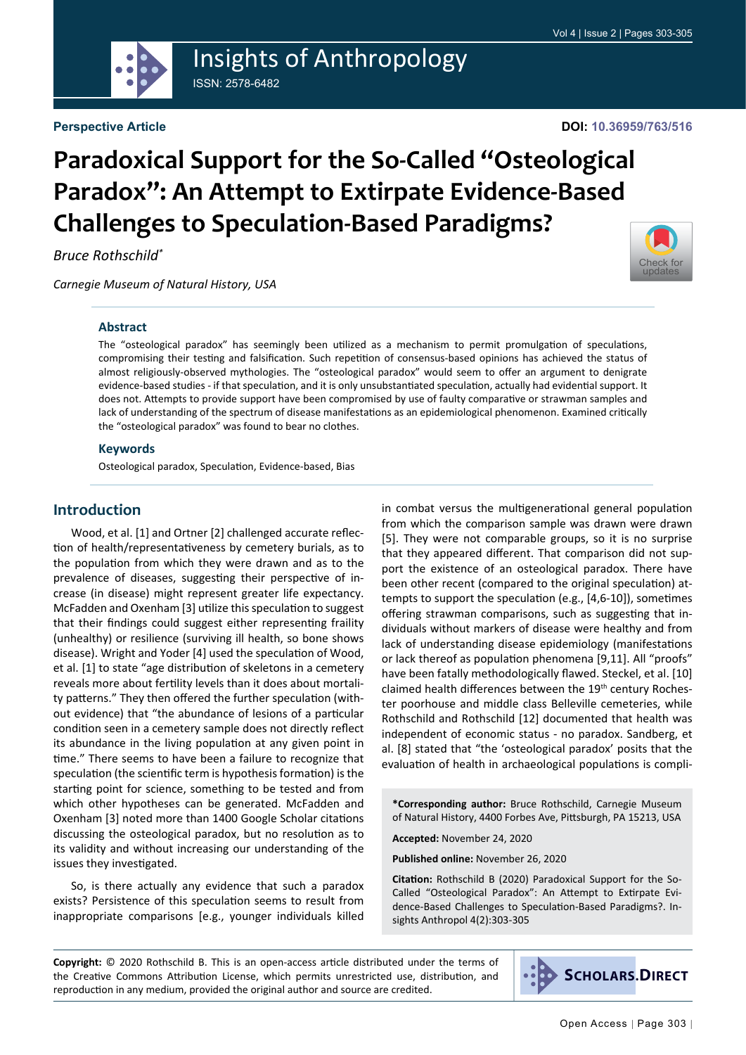**Perspective Article**

**DOI: 10.36959/763/516**

# Paradoxical Support for the So-Called "Osteological Paradox": An Attempt to Extirpate Evidence-Based Challenges to Speculation-Based Paradigms?

*Bruce Rothschild**

*Carnegie Museum of Natural History, USA*

### Abstract

The "osteological paradox" has seemingly been utilized as a mechanism to permit promulgation of speculations, compromising their testing and falsification. Such repetition of consensus-based opinions has achieved the status of almost religiously-observed mythologies. The "osteological paradox" would seem to offer an argument to denigrate evidence-based studies - if that speculation, and it is only unsubstantiated speculation, actually had evidential support. It does not. Attempts to provide support have been compromised by use of faulty comparative or strawman samples and lack of understanding of the spectrum of disease manifestations as an epidemiological phenomenon. Examined critically the "osteological paradox" was found to bear no clothes.

### Keywords

Osteological paradox, Speculation, Evidence-based, Bias

## Introduction

Wood, et al. [1] and Ortner [2] challenged accurate reflection of health/representativeness by cemetery burials, as to the population from which they were drawn and as to the prevalence of diseases, suggesting their perspective of increase (in disease) might represent greater life expectancy. McFadden and Oxenham [3] utilize this speculation to suggest that their findings could suggest either representing frailty (unhealthy) or resilience (surviving ill health, so bone shows disease). Wright and Yoder [4] used the speculation of Wood, et al. [1] to state "age distribution of skeletons in a cemetery reveals more about fertility levels than it does about mortality patterns." They then offered the further speculation (without evidence) that "the abundance of lesions of a particular condition seen in a cemetery sample does not directly reflect its abundance in the living population at any given point in time." There seems to have been a failure to recognize that speculation (the scientific term is hypothesis formation) is the starting point for science, something to be tested and from which other hypotheses can be generated. McFadden and Oxenham [3] noted more than 1400 Google Scholar citations discussing the osteological paradox, but no resolution as to its validity and without increasing our understanding of the issues they investigated.

So, is there actually any evidence that such a paradox exists? Persistence of this speculation seems to result from inappropriate comparisons [e.g., younger individuals killed in combat versus the multigenerational general population from which the comparison sample was drawn were drawn [5]. They were not comparable groups, so it is no surprise that they appeared different. That comparison did not support the existence of an osteological paradox. There have been other recent (compared to the original speculation) attempts to support the speculation (e.g., [4,6-10]), sometimes offering strawman comparisons, such as suggesting that individuals without markers of disease were healthy and from lack of understanding disease epidemiology (manifestations or lack thereof as population phenomena [9,11]. All "proofs" have been fatally methodologically flawed. Steckel, et al. [10] claimed health differences between the 19th century Rochester poorhouse and middle class Belleville cemeteries, while Rothschild and Rothschild [12] documented that health was independent of economic status - no paradox. Sandberg, et al. [8] stated that "the 'osteological paradox' posits that the evaluation of health in archaeological populations is compli-

**\*Corresponding author:** Bruce Rothschild, Carnegie Museum of Natural History, 4400 Forbes Ave, Pittsburgh, PA 15213, USA

**Accepted:** November 24, 2020

**Published online:** November 26, 2020

**Citation:** Rothschild B (2020) Paradoxical Support for the So-Called "Osteological Paradox": An Attempt to Extirpate Evidence-Based Challenges to Speculation-Based Paradigms?. Insights Anthropol 4(2):303-305

**Copyright:** © 2020 Rothschild B. This is an open-access article distributed under the terms of the Creative Commons Attribution License, which permits unrestricted use, distribution, and reproduction in any medium, provided the original author and source are credited.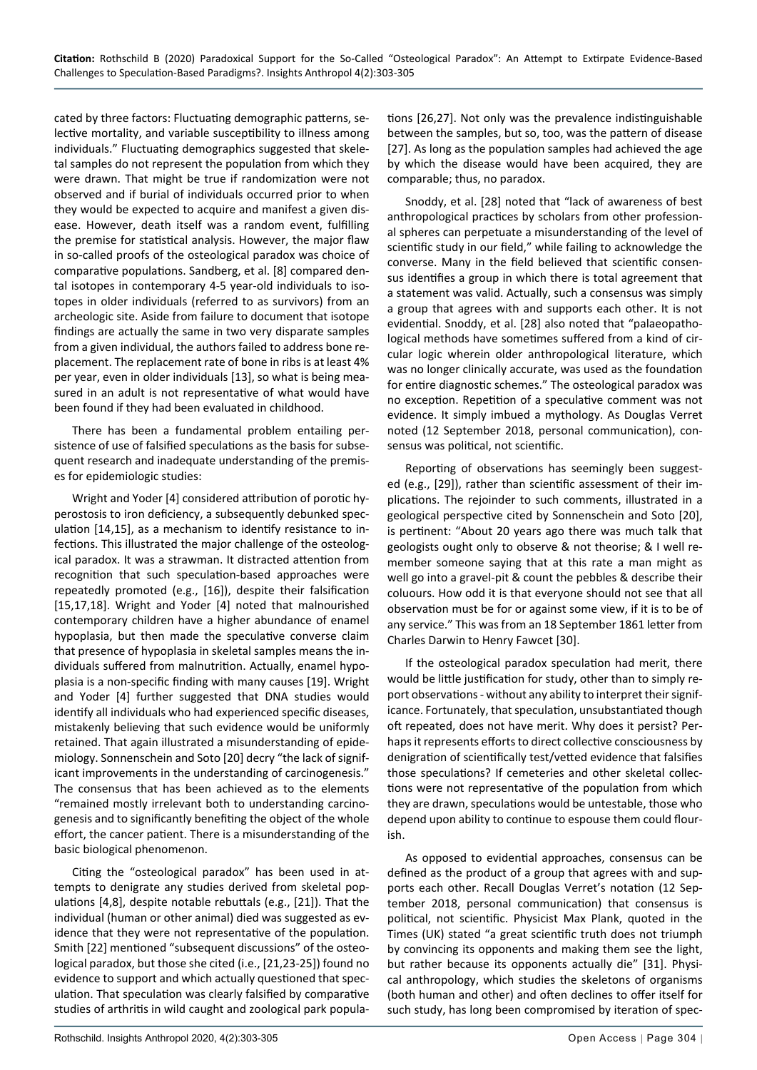cated by three factors: Fluctuating demographic patterns, selective mortality, and variable susceptibility to illness among individuals." Fluctuating demographics suggested that skeletal samples do not represent the population from which they were drawn. That might be true if randomization were not observed and if burial of individuals occurred prior to when they would be expected to acquire and manifest a given disease. However, death itself was a random event, fulfilling the premise for statistical analysis. However, the major flaw in so-called proofs of the osteological paradox was choice of comparative populations. Sandberg, et al. [8] compared dental isotopes in contemporary 4-5 year-old individuals to isotopes in older individuals (referred to as survivors) from an archeologic site. Aside from failure to document that isotope findings are actually the same in two very disparate samples from a given individual, the authors failed to address bone replacement. The replacement rate of bone in ribs is at least 4% per year, even in older individuals [13], so what is being measured in an adult is not representative of what would have been found if they had been evaluated in childhood.

There has been a fundamental problem entailing persistence of use of falsified speculations as the basis for subsequent research and inadequate understanding of the premises for epidemiologic studies:

Wright and Yoder [4] considered attribution of porotic hyperostosis to iron deficiency, a subsequently debunked speculation [14,15], as a mechanism to identify resistance to infections. This illustrated the major challenge of the osteological paradox. It was a strawman. It distracted attention from recognition that such speculation-based approaches were repeatedly promoted (e.g., [16]), despite their falsification [15,17,18]. Wright and Yoder [4] noted that malnourished contemporary children have a higher abundance of enamel hypoplasia, but then made the speculative converse claim that presence of hypoplasia in skeletal samples means the individuals suffered from malnutrition. Actually, enamel hypoplasia is a non-specific finding with many causes [19]. Wright and Yoder [4] further suggested that DNA studies would identify all individuals who had experienced specific diseases, mistakenly believing that such evidence would be uniformly retained. That again illustrated a misunderstanding of epidemiology. Sonnenschein and Soto [20] decry "the lack of significant improvements in the understanding of carcinogenesis." The consensus that has been achieved as to the elements "remained mostly irrelevant both to understanding carcinogenesis and to significantly benefiting the object of the whole effort, the cancer patient. There is a misunderstanding of the basic biological phenomenon.

Citing the "osteological paradox" has been used in attempts to denigrate any studies derived from skeletal populations [4,8], despite notable rebuttals (e.g., [21]). That the individual (human or other animal) died was suggested as evidence that they were not representative of the population. Smith [22] mentioned "subsequent discussions" of the osteological paradox, but those she cited (i.e., [21,23-25]) found no evidence to support and which actually questioned that speculation. That speculation was clearly falsified by comparative studies of arthritis in wild caught and zoological park populations [26,27]. Not only was the prevalence indistinguishable between the samples, but so, too, was the pattern of disease [27]. As long as the population samples had achieved the age by which the disease would have been acquired, they are comparable; thus, no paradox.

Snoddy, et al. [28] noted that "lack of awareness of best anthropological practices by scholars from other professional spheres can perpetuate a misunderstanding of the level of scientific study in our field," while failing to acknowledge the converse. Many in the field believed that scientific consensus identifies a group in which there is total agreement that a statement was valid. Actually, such a consensus was simply a group that agrees with and supports each other. It is not evidential. Snoddy, et al. [28] also noted that "palaeopathological methods have sometimes suffered from a kind of circular logic wherein older anthropological literature, which was no longer clinically accurate, was used as the foundation for entire diagnostic schemes." The osteological paradox was no exception. Repetition of a speculative comment was not evidence. It simply imbued a mythology. As Douglas Verret noted (12 September 2018, personal communication), consensus was political, not scientific.

Reporting of observations has seemingly been suggested (e.g., [29]), rather than scientific assessment of their implications. The rejoinder to such comments, illustrated in a geological perspective cited by Sonnenschein and Soto [20], is pertinent: "About 20 years ago there was much talk that geologists ought only to observe & not theorise; & I well remember someone saying that at this rate a man might as well go into a gravel-pit & count the pebbles & describe their coluours. How odd it is that everyone should not see that all observation must be for or against some view, if it is to be of any service." This was from an 18 September 1861 letter from Charles Darwin to Henry Fawcet [30].

If the osteological paradox speculation had merit, there would be little justification for study, other than to simply report observations - without any ability to interpret their significance. Fortunately, that speculation, unsubstantiated though oft repeated, does not have merit. Why does it persist? Perhaps it represents efforts to direct collective consciousness by denigration of scientifically test/vetted evidence that falsifies those speculations? If cemeteries and other skeletal collections were not representative of the population from which they are drawn, speculations would be untestable, those who depend upon ability to continue to espouse them could flourish.

As opposed to evidential approaches, consensus can be defined as the product of a group that agrees with and supports each other. Recall Douglas Verret's notation (12 September 2018, personal communication) that consensus is political, not scientific. Physicist Max Plank, quoted in the Times (UK) stated "a great scientific truth does not triumph by convincing its opponents and making them see the light, but rather because its opponents actually die" [31]. Physical anthropology, which studies the skeletons of organisms (both human and other) and often declines to offer itself for such study, has long been compromised by iteration of spec-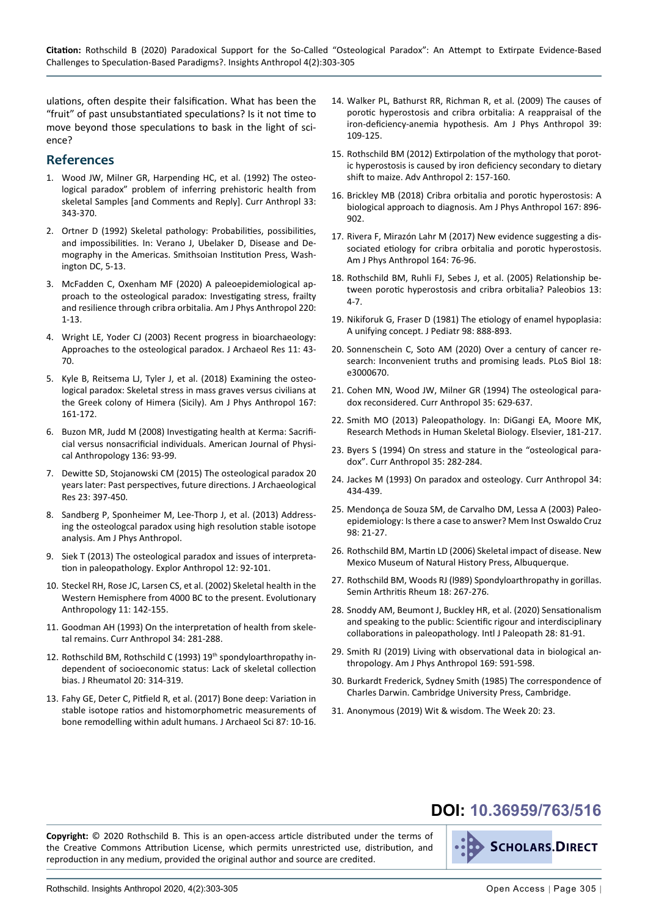ulations, often despite their falsification. What has been the "fruit" of past unsubstantiated speculations? Is it not time to move beyond those speculations to bask in the light of science?

## References

1. Wood JW, Milner GR, Harpending HC, et al. (1992) The osteological paradox" problem of inferring prehistoric health from skeletal Samples [and Comments and Reply]. Curr Anthropl 33: 343-370.
2. Ortner D (1992) Skeletal pathology: Probabilities, possibilities, and impossibilities. In: Verano J, Ubelaker D, Disease and Demography in the Americas. Smithsoian Institution Press, Washington DC, 5-13.
3. McFadden C, Oxenham MF (2020) A paleoepidemiological approach to the osteological paradox: Investigating stress, frailty and resilience through cribra orbitalia. Am J Phys Anthropol 220: 1-13.
4. Wright LE, Yoder CJ (2003) Recent progress in bioarchaeology: Approaches to the osteological paradox. J Archaeol Res 11: 43-70.
5. Kyle B, Reitsema LJ, Tyler J, et al. (2018) Examining the osteological paradox: Skeletal stress in mass graves versus civilians at the Greek colony of Himera (Sicily). Am J Phys Anthropol 167: 161-172.
6. Buzon MR, Judd M (2008) Investigating health at Kerma: Sacrificial versus nonsacrificial individuals. American Journal of Physical Anthropology 136: 93-99.
7. Dewitte SD, Stojanowski CM (2015) The osteological paradox 20 years later: Past perspectives, future directions. J Archaeological Res 23: 397-450.
8. Sandberg P, Sponheimer M, Lee-Thorp J, et al. (2013) Addressing the osteologcal paradox using high resolution stable isotope analysis. Am J Phys Anthropol.
9. Siek T (2013) The osteological paradox and issues of interpretation in paleopathology. Explor Anthropol 12: 92-101.
10. Steckel RH, Rose JC, Larsen CS, et al. (2002) Skeletal health in the Western Hemisphere from 4000 BC to the present. Evolutionary Anthropology 11: 142-155.
11. Goodman AH (1993) On the interpretation of health from skeletal remains. Curr Anthropol 34: 281-288.
12. Rothschild BM, Rothschild C (1993) 19th spondyloarthropathy independent of socioeconomic status: Lack of skeletal collection bias. J Rheumatol 20: 314-319.
13. Fahy GE, Deter C, Pitfield R, et al. (2017) Bone deep: Variation in stable isotope ratios and histomorphometric measurements of bone remodelling within adult humans. J Archaeol Sci 87: 10-16.
14. Walker PL, Bathurst RR, Richman R, et al. (2009) The causes of porotic hyperostosis and cribra orbitalia: A reappraisal of the iron-deficiency-anemia hypothesis. Am J Phys Anthropol 39: 109-125.
15. Rothschild BM (2012) Extirpolation of the mythology that porotic hyperostosis is caused by iron deficiency secondary to dietary shift to maize. Adv Anthropol 2: 157-160.
16. Brickley MB (2018) Cribra orbitalia and porotic hyperostosis: A biological approach to diagnosis. Am J Phys Anthropol 167: 896-902.
17. Rivera F, Mirazón Lahr M (2017) New evidence suggesting a dissociated etiology for cribra orbitalia and porotic hyperostosis. Am J Phys Anthropol 164: 76-96.
18. Rothschild BM, Ruhli FJ, Sebes J, et al. (2005) Relationship between porotic hyperostosis and cribra orbitalia? Paleobios 13: 4-7.
19. Nikiforuk G, Fraser D (1981) The etiology of enamel hypoplasia: A unifying concept. J Pediatr 98: 888-893.
20. Sonnenschein C, Soto AM (2020) Over a century of cancer research: Inconvenient truths and promising leads. PLoS Biol 18: e3000670.
21. Cohen MN, Wood JW, Milner GR (1994) The osteological paradox reconsidered. Curr Anthropol 35: 629-637.
22. Smith MO (2013) Paleopathology. In: DiGangi EA, Moore MK, Research Methods in Human Skeletal Biology. Elsevier, 181-217.
23. Byers S (1994) On stress and stature in the "osteological paradox". Curr Anthropol 35: 282-284.
24. Jackes M (1993) On paradox and osteology. Curr Anthropol 34: 434-439.
25. Mendonça de Souza SM, de Carvalho DM, Lessa A (2003) Paleoepidemiology: Is there a case to answer? Mem Inst Oswaldo Cruz 98: 21-27.
26. Rothschild BM, Martin LD (2006) Skeletal impact of disease. New Mexico Museum of Natural History Press, Albuquerque.
27. Rothschild BM, Woods RJ (l989) Spondyloarthropathy in gorillas. Semin Arthritis Rheum 18: 267-276.
28. Snoddy AM, Beumont J, Buckley HR, et al. (2020) Sensationalism and speaking to the public: Scientific rigour and interdisciplinary collaborations in paleopathology. Intl J Paleopath 28: 81-91.
29. Smith RJ (2019) Living with observational data in biological anthropology. Am J Phys Anthropol 169: 591-598.
30. Burkardt Frederick, Sydney Smith (1985) The correspondence of Charles Darwin. Cambridge University Press, Cambridge.
31. Anonymous (2019) Wit & wisdom. The Week 20: 23.

**DOI: 10.36959/763/516**

**Copyright:** © 2020 Rothschild B. This is an open-access article distributed under the terms of the Creative Commons Attribution License, which permits unrestricted use, distribution, and reproduction in any medium, provided the original author and source are credited.